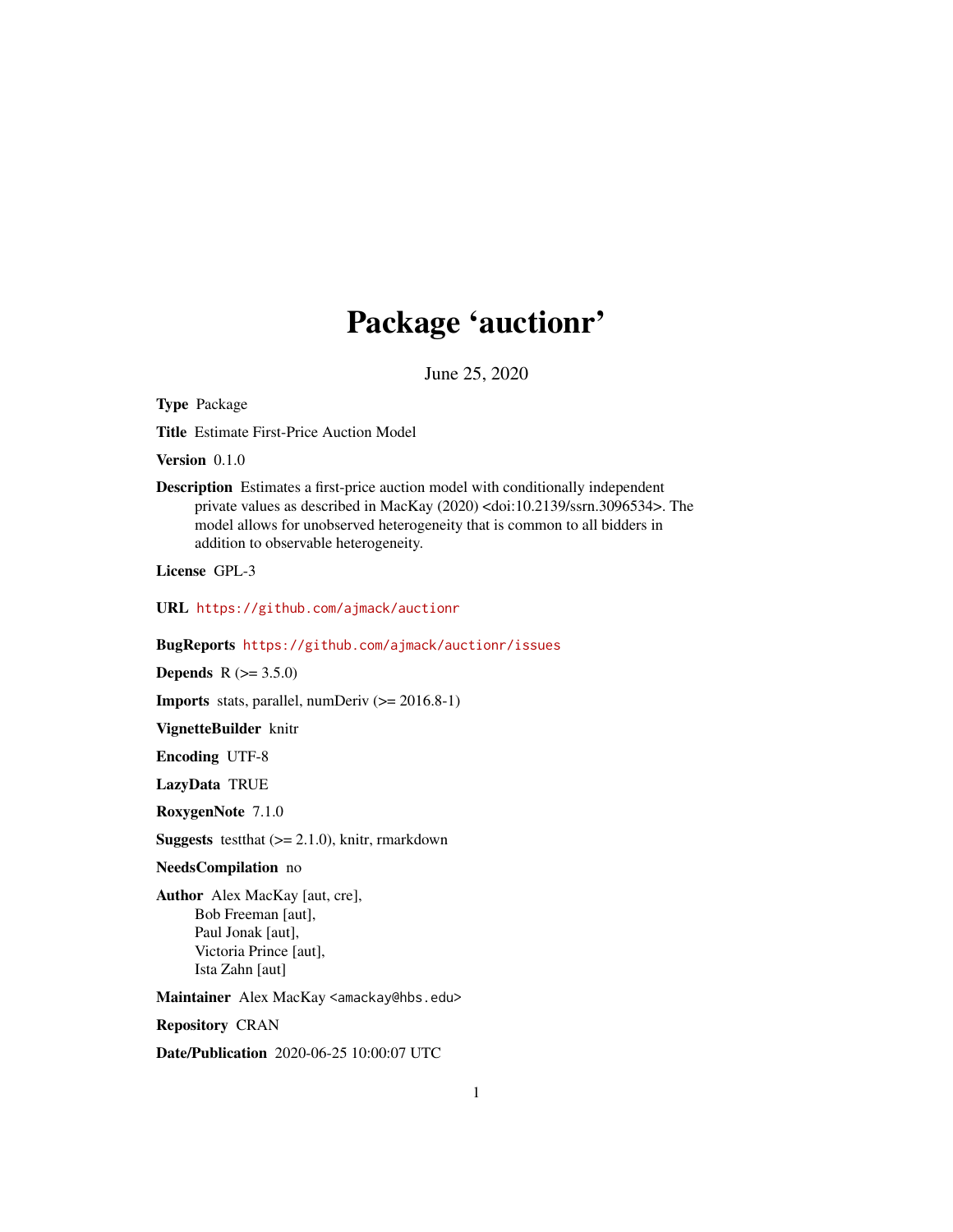# Package 'auctionr'

June 25, 2020

**Type** Package

**Title** Estimate First-Price Auction Model

**Version** 0.1.0

**Description** Estimates a first-price auction model with conditionally independent private values as described in MacKay (2020) <doi:10.2139/ssrn.3096534>. The model allows for unobserved heterogeneity that is common to all bidders in addition to observable heterogeneity.

**License** GPL-3

**URL** https://github.com/ajmack/auctionr

**BugReports** https://github.com/ajmack/auctionr/issues

**Depends** R (>= 3.5.0)

**Imports** stats, parallel, numDeriv (>= 2016.8-1)

**VignetteBuilder** knitr

**Encoding** UTF-8

**LazyData** TRUE

**RoxygenNote** 7.1.0

**Suggests** testthat (>= 2.1.0), knitr, rmarkdown

**NeedsCompilation** no

**Author** Alex MacKay [aut, cre],
Bob Freeman [aut],
Paul Jonak [aut],
Victoria Prince [aut],
Ista Zahn [aut]

**Maintainer** Alex MacKay <amackay@hbs.edu>

**Repository** CRAN

**Date/Publication** 2020-06-25 10:00:07 UTC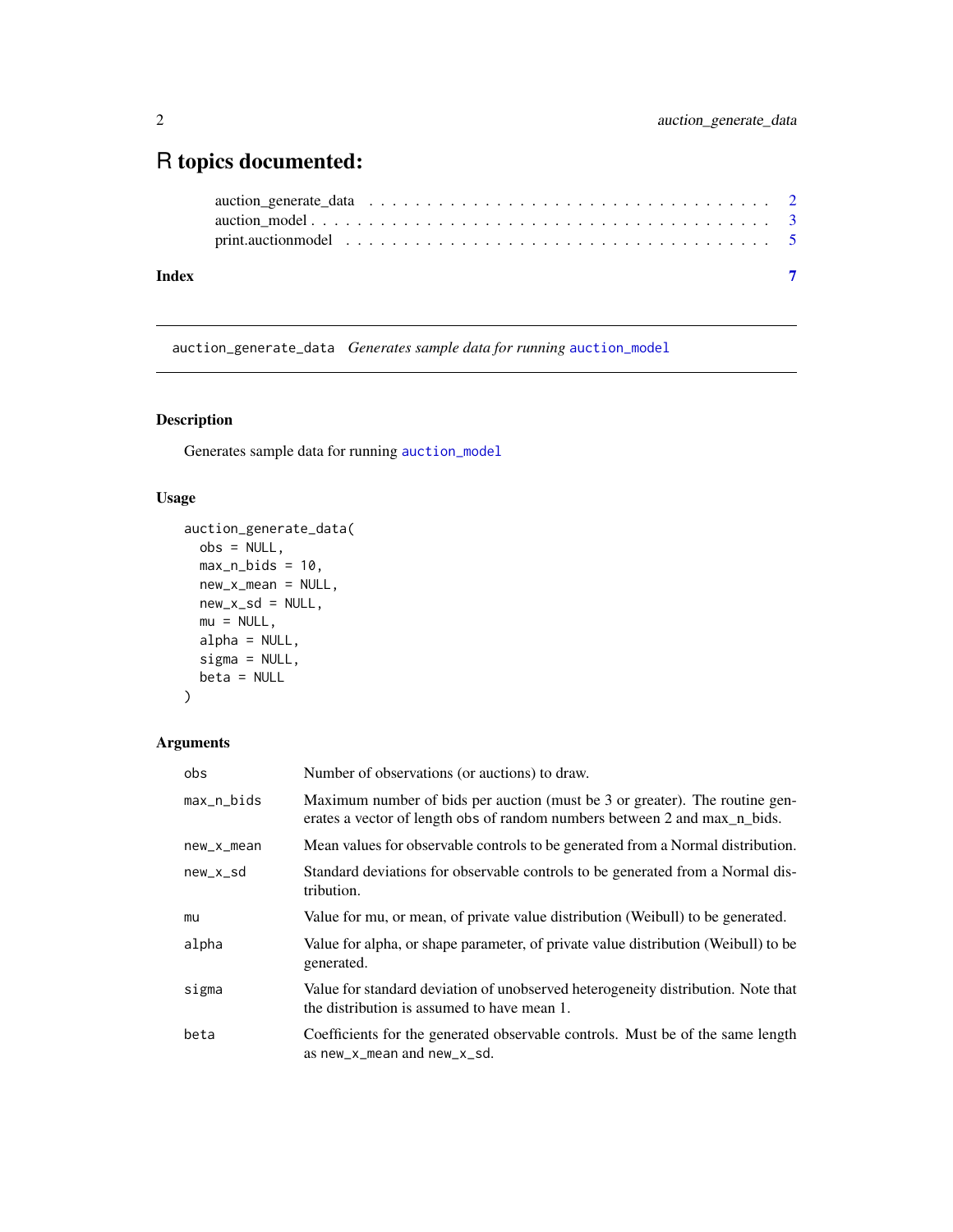# R topics documented:

auction_generate_data . . . . . . . . . . . . . . . . . . . . . . . . . . . . . . . . . . 2
auction_model . . . . . . . . . . . . . . . . . . . . . . . . . . . . . . . . . . . . . . 3
print.auctionmodel . . . . . . . . . . . . . . . . . . . . . . . . . . . . . . . . . . . . 5

**Index** **7**

---

`auction_generate_data` *Generates sample data for running* `auction_model`

---

## Description

Generates sample data for running `auction_model`

## Usage

```
auction_generate_data(
  obs = NULL,
  max_n_bids = 10,
  new_x_mean = NULL,
  new_x_sd = NULL,
  mu = NULL,
  alpha = NULL,
  sigma = NULL,
  beta = NULL
)
```

## Arguments

| | |
|---|---|
| `obs` | Number of observations (or auctions) to draw. |
| `max_n_bids` | Maximum number of bids per auction (must be 3 or greater). The routine generates a vector of length obs of random numbers between 2 and max_n_bids. |
| `new_x_mean` | Mean values for observable controls to be generated from a Normal distribution. |
| `new_x_sd` | Standard deviations for observable controls to be generated from a Normal distribution. |
| `mu` | Value for mu, or mean, of private value distribution (Weibull) to be generated. |
| `alpha` | Value for alpha, or shape parameter, of private value distribution (Weibull) to be generated. |
| `sigma` | Value for standard deviation of unobserved heterogeneity distribution. Note that the distribution is assumed to have mean 1. |
| `beta` | Coefficients for the generated observable controls. Must be of the same length as `new_x_mean` and `new_x_sd`. |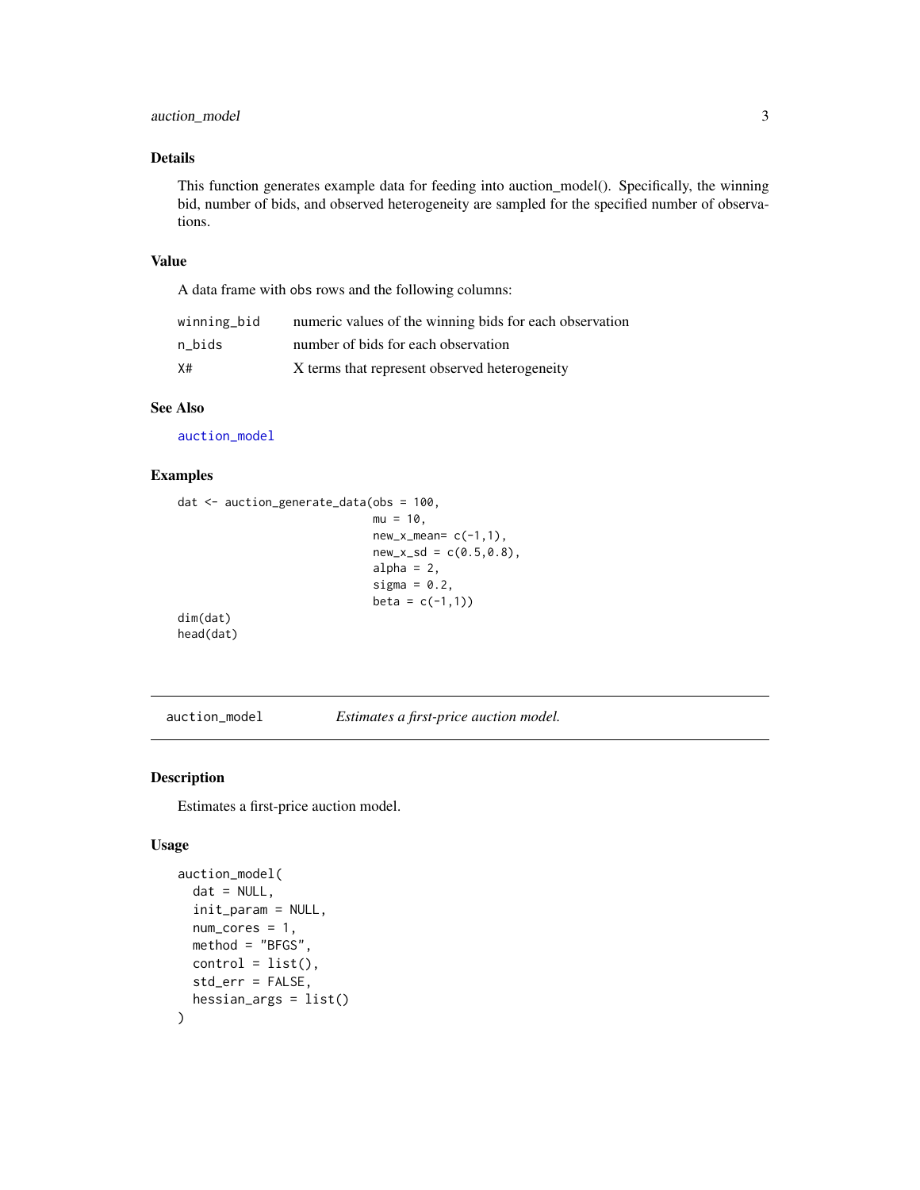### Details

This function generates example data for feeding into auction_model(). Specifically, the winning bid, number of bids, and observed heterogeneity are sampled for the specified number of observations.

### Value

A data frame with obs rows and the following columns:

| | |
|---|---|
| winning_bid | numeric values of the winning bids for each observation |
| n_bids | number of bids for each observation |
| X# | X terms that represent observed heterogeneity |

### See Also

auction_model

### Examples

```
dat <- auction_generate_data(obs = 100,
                             mu = 10,
                             new_x_mean= c(-1,1),
                             new_x_sd = c(0.5,0.8),
                             alpha = 2,
                             sigma = 0.2,
                             beta = c(-1,1))
dim(dat)
head(dat)
```

---

## auction_model — *Estimates a first-price auction model.*

---

### Description

Estimates a first-price auction model.

### Usage

```
auction_model(
  dat = NULL,
  init_param = NULL,
  num_cores = 1,
  method = "BFGS",
  control = list(),
  std_err = FALSE,
  hessian_args = list()
)
```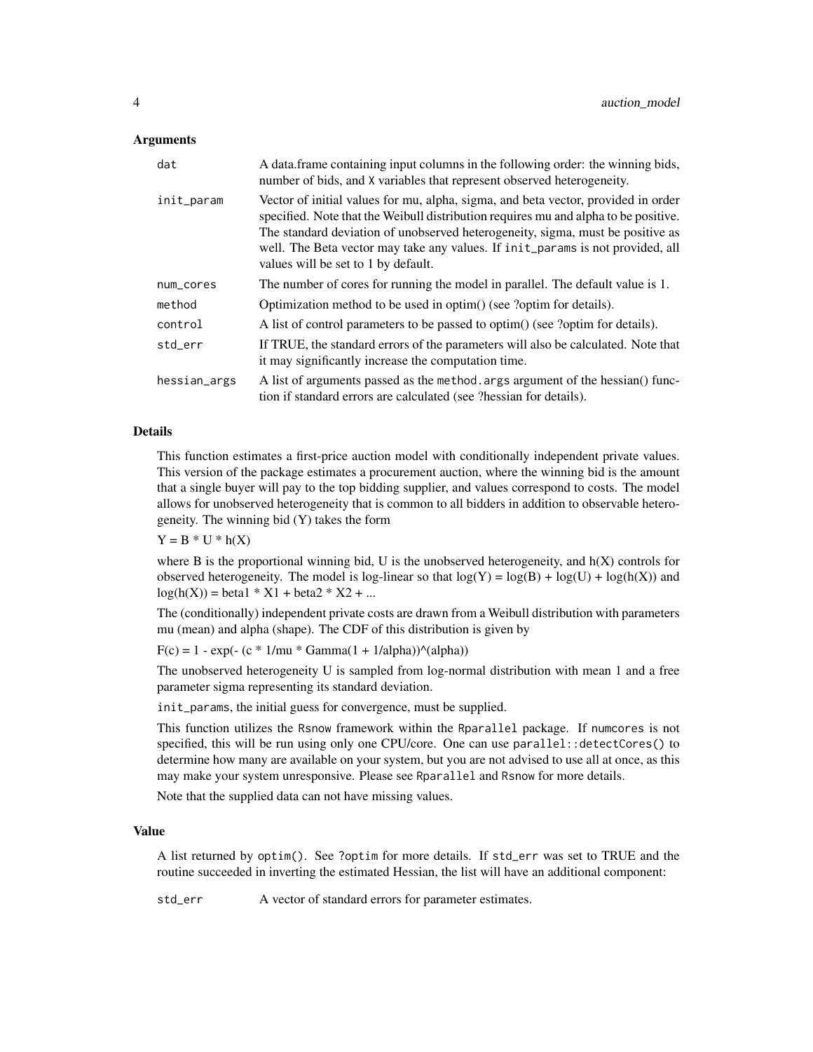### Arguments

| | |
|---|---|
| `dat` | A data.frame containing input columns in the following order: the winning bids, number of bids, and `X` variables that represent observed heterogeneity. |
| `init_param` | Vector of initial values for mu, alpha, sigma, and beta vector, provided in order specified. Note that the Weibull distribution requires mu and alpha to be positive. The standard deviation of unobserved heterogeneity, sigma, must be positive as well. The Beta vector may take any values. If `init_params` is not provided, all values will be set to 1 by default. |
| `num_cores` | The number of cores for running the model in parallel. The default value is 1. |
| `method` | Optimization method to be used in optim() (see ?optim for details). |
| `control` | A list of control parameters to be passed to optim() (see ?optim for details). |
| `std_err` | If TRUE, the standard errors of the parameters will also be calculated. Note that it may significantly increase the computation time. |
| `hessian_args` | A list of arguments passed as the `method.args` argument of the hessian() function if standard errors are calculated (see ?hessian for details). |

### Details

This function estimates a first-price auction model with conditionally independent private values. This version of the package estimates a procurement auction, where the winning bid is the amount that a single buyer will pay to the top bidding supplier, and values correspond to costs. The model allows for unobserved heterogeneity that is common to all bidders in addition to observable heterogeneity. The winning bid (Y) takes the form

Y = B * U * h(X)

where B is the proportional winning bid, U is the unobserved heterogeneity, and h(X) controls for observed heterogeneity. The model is log-linear so that log(Y) = log(B) + log(U) + log(h(X)) and log(h(X)) = beta1 * X1 + beta2 * X2 + ...

The (conditionally) independent private costs are drawn from a Weibull distribution with parameters mu (mean) and alpha (shape). The CDF of this distribution is given by

F(c) = 1 - exp(- (c * 1/mu * Gamma(1 + 1/alpha))^(alpha))

The unobserved heterogeneity U is sampled from log-normal distribution with mean 1 and a free parameter sigma representing its standard deviation.

`init_params`, the initial guess for convergence, must be supplied.

This function utilizes the `Rsnow` framework within the `Rparallel` package. If `numcores` is not specified, this will be run using only one CPU/core. One can use `parallel::detectCores()` to determine how many are available on your system, but you are not advised to use all at once, as this may make your system unresponsive. Please see `Rparallel` and `Rsnow` for more details.

Note that the supplied data can not have missing values.

### Value

A list returned by `optim()`. See `?optim` for more details. If `std_err` was set to TRUE and the routine succeeded in inverting the estimated Hessian, the list will have an additional component:

| | |
|---|---|
| `std_err` | A vector of standard errors for parameter estimates. |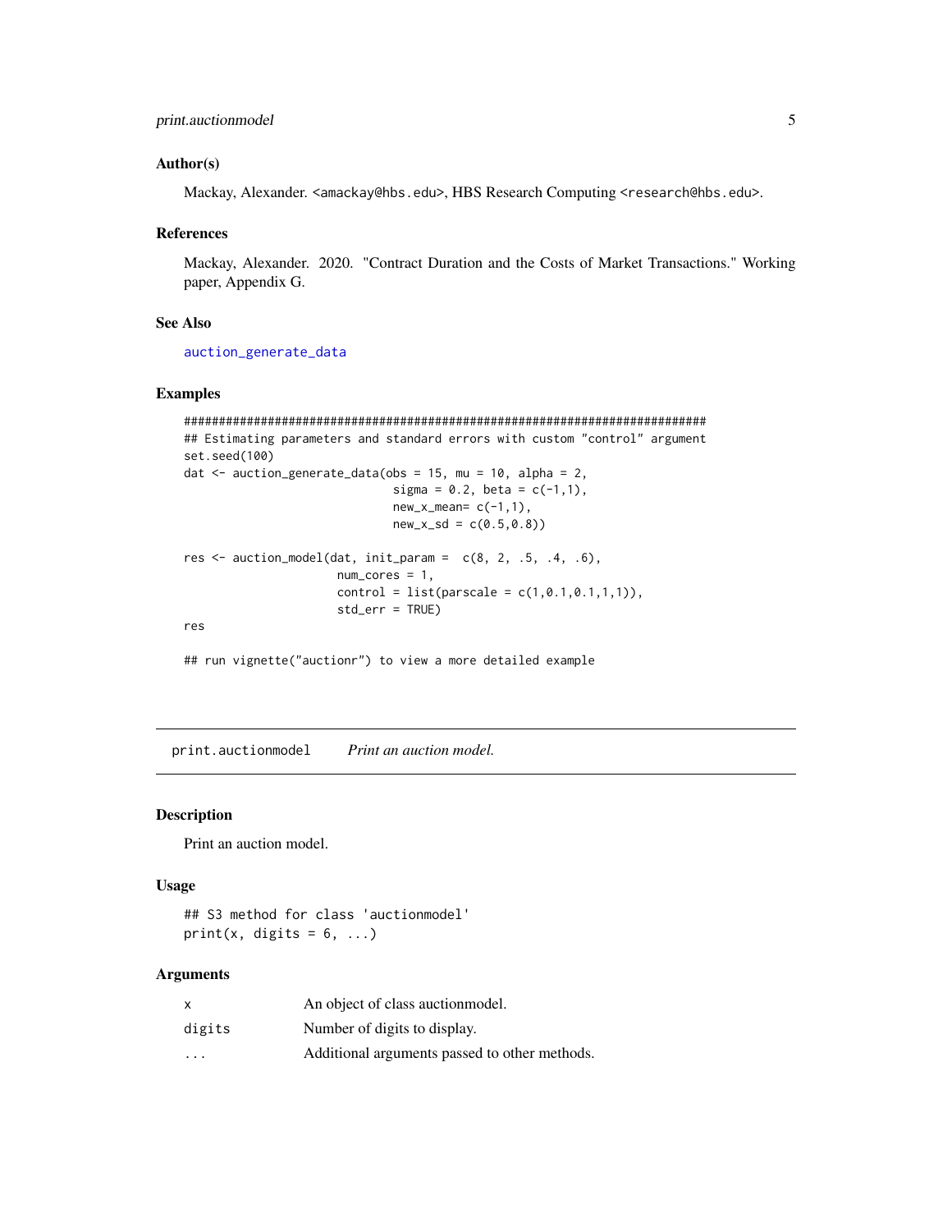### Author(s)

Mackay, Alexander. <amackay@hbs.edu>, HBS Research Computing <research@hbs.edu>.

### References

Mackay, Alexander. 2020. "Contract Duration and the Costs of Market Transactions." Working paper, Appendix G.

### See Also

auction_generate_data

### Examples

```
###############################################################################
## Estimating parameters and standard errors with custom "control" argument
set.seed(100)
dat <- auction_generate_data(obs = 15, mu = 10, alpha = 2,
                             sigma = 0.2, beta = c(-1,1),
                             new_x_mean= c(-1,1),
                             new_x_sd = c(0.5,0.8))

res <- auction_model(dat, init_param =  c(8, 2, .5, .4, .6),
                     num_cores = 1,
                     control = list(parscale = c(1,0.1,0.1,1,1)),
                     std_err = TRUE)
res

## run vignette("auctionr") to view a more detailed example
```

---

## print.auctionmodel *Print an auction model.*

### Description

Print an auction model.

### Usage

```
## S3 method for class 'auctionmodel'
print(x, digits = 6, ...)
```

### Arguments

| | |
|---|---|
| x | An object of class auctionmodel. |
| digits | Number of digits to display. |
| ... | Additional arguments passed to other methods. |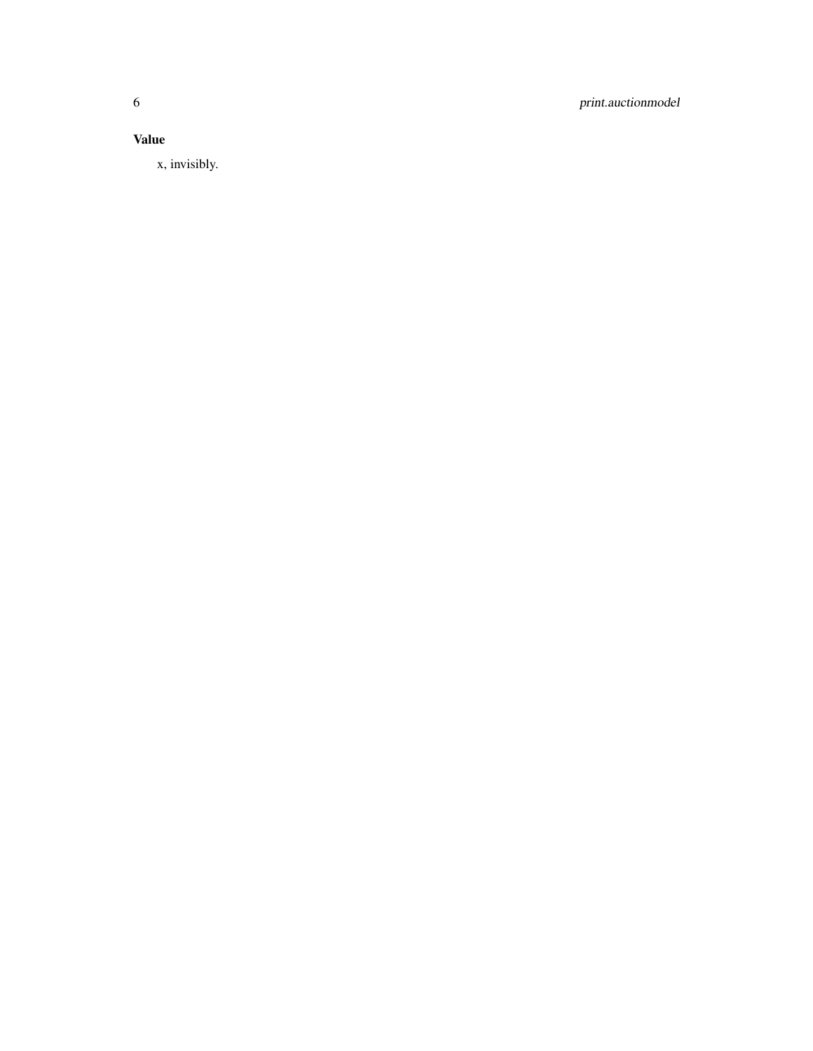### Value

x, invisibly.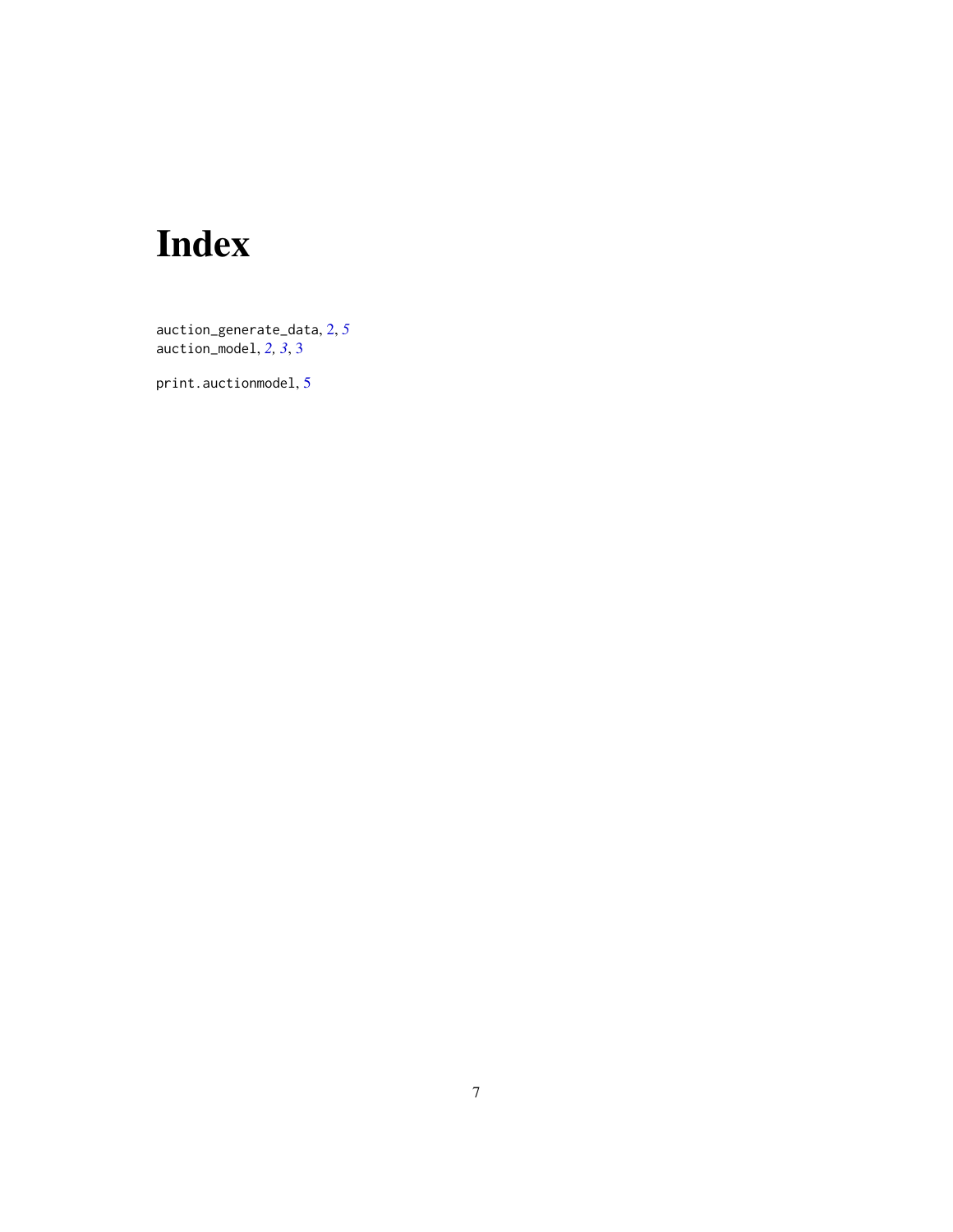# Index

auction_generate_data, 2, *5*
auction_model, *2, 3*, 3

print.auctionmodel, 5